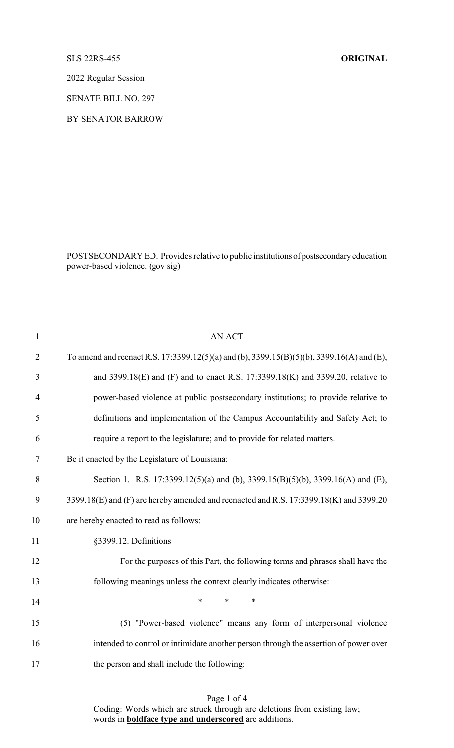SLS 22RS-455 **ORIGINAL**

2022 Regular Session

SENATE BILL NO. 297

BY SENATOR BARROW

POSTSECONDARY ED. Provides relative to public institutions of postsecondary education power-based violence. (gov sig)

AN ACT

To amend and reenact R.S. 17:3399.12(5)(a) and (b), 3399.15(B)(5)(b), 3399.16(A) and (E), and 3399.18(E) and (F) and to enact R.S. 17:3399.18(K) and 3399.20, relative to power-based violence at public postsecondary institutions; to provide relative to definitions and implementation of the Campus Accountability and Safety Act; to require a report to the legislature; and to provide for related matters.

Be it enacted by the Legislature of Louisiana:

Section 1. R.S. 17:3399.12(5)(a) and (b), 3399.15(B)(5)(b), 3399.16(A) and (E), 3399.18(E) and (F) are hereby amended and reenacted and R.S. 17:3399.18(K) and 3399.20 are hereby enacted to read as follows:

§3399.12. Definitions

For the purposes of this Part, the following terms and phrases shall have the following meanings unless the context clearly indicates otherwise:

\* \* \*

(5) "Power-based violence" means any form of interpersonal violence intended to control or intimidate another person through the assertion of power over the person and shall include the following:

Coding: Words which are ~~struck through~~ are deletions from existing law; words in **boldface type and underscored** are additions.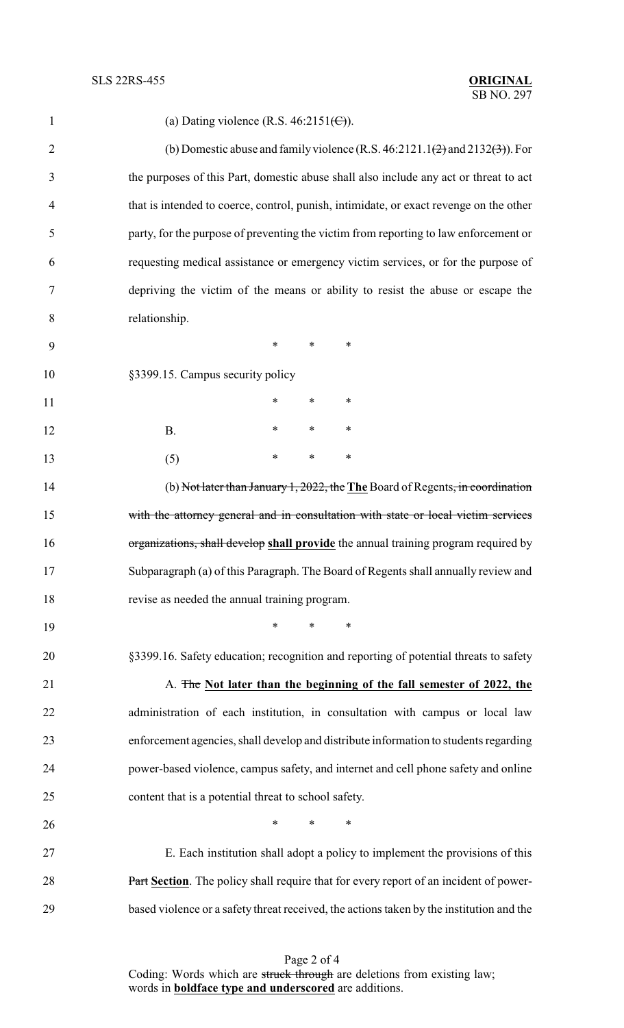(a) Dating violence (R.S. 46:2151~~(C)~~).

(b) Domestic abuse and family violence (R.S. 46:2121.1~~(2)~~ and 2132~~(3)~~). For the purposes of this Part, domestic abuse shall also include any act or threat to act that is intended to coerce, control, punish, intimidate, or exact revenge on the other party, for the purpose of preventing the victim from reporting to law enforcement or requesting medical assistance or emergency victim services, or for the purpose of depriving the victim of the means or ability to resist the abuse or escape the relationship.

\* \* \*

§3399.15. Campus security policy

\* \* \*

B. \* \* \*

(5) \* \* \*

(b) ~~Not later than January 1, 2022, the~~ **<u>The</u>** Board of Regents~~, in coordination with the attorney general and in consultation with state or local victim services organizations, shall develop~~ **<u>shall provide</u>** the annual training program required by Subparagraph (a) of this Paragraph. The Board of Regents shall annually review and revise as needed the annual training program.

\* \* \*

§3399.16. Safety education; recognition and reporting of potential threats to safety

A. ~~The~~ **<u>Not later than the beginning of the fall semester of 2022, the</u>** administration of each institution, in consultation with campus or local law enforcement agencies, shall develop and distribute information to students regarding power-based violence, campus safety, and internet and cell phone safety and online content that is a potential threat to school safety.

\* \* \*

E. Each institution shall adopt a policy to implement the provisions of this ~~Part~~ **<u>Section</u>**. The policy shall require that for every report of an incident of power-based violence or a safety threat received, the actions taken by the institution and the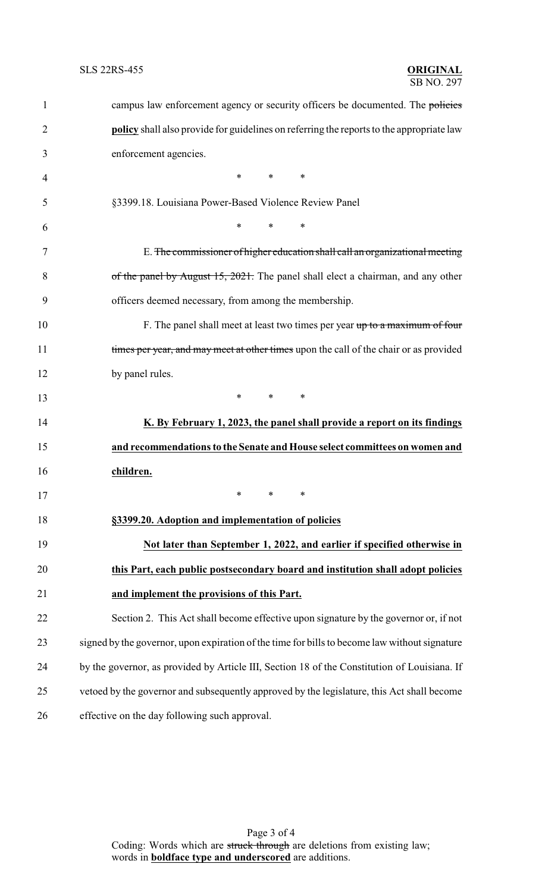campus law enforcement agency or security officers be documented. The ~~policies~~ **<u>policy</u>** shall also provide for guidelines on referring the reports to the appropriate law enforcement agencies.

\* \* \*

§3399.18. Louisiana Power-Based Violence Review Panel

\* \* \*

E. ~~The commissioner of higher education shall call an organizational meeting of the panel by August 15, 2021.~~ The panel shall elect a chairman, and any other officers deemed necessary, from among the membership.

F. The panel shall meet at least two times per year ~~up to a maximum of four times per year, and may meet at other times~~ upon the call of the chair or as provided by panel rules.

\* \* \*

**<u>K. By February 1, 2023, the panel shall provide a report on its findings and recommendations to the Senate and House select committees on women and children.</u>**

\* \* \*

**<u>§3399.20. Adoption and implementation of policies</u>**

**<u>Not later than September 1, 2022, and earlier if specified otherwise in this Part, each public postsecondary board and institution shall adopt policies and implement the provisions of this Part.</u>**

Section 2. This Act shall become effective upon signature by the governor or, if not signed by the governor, upon expiration of the time for bills to become law without signature by the governor, as provided by Article III, Section 18 of the Constitution of Louisiana. If vetoed by the governor and subsequently approved by the legislature, this Act shall become effective on the day following such approval.

Coding: Words which are ~~struck through~~ are deletions from existing law; words in **<u>boldface type and underscored</u>** are additions.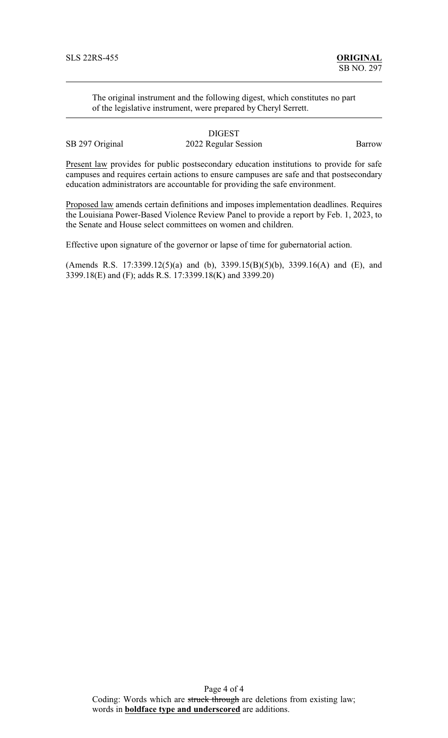The original instrument and the following digest, which constitutes no part of the legislative instrument, were prepared by Cheryl Serrett.

DIGEST

SB 297 Original | 2022 Regular Session | Barrow

Present law provides for public postsecondary education institutions to provide for safe campuses and requires certain actions to ensure campuses are safe and that postsecondary education administrators are accountable for providing the safe environment.

Proposed law amends certain definitions and imposes implementation deadlines. Requires the Louisiana Power-Based Violence Review Panel to provide a report by Feb. 1, 2023, to the Senate and House select committees on women and children.

Effective upon signature of the governor or lapse of time for gubernatorial action.

(Amends R.S. 17:3399.12(5)(a) and (b), 3399.15(B)(5)(b), 3399.16(A) and (E), and 3399.18(E) and (F); adds R.S. 17:3399.18(K) and 3399.20)

Coding: Words which are ~~struck through~~ are deletions from existing law; words in **boldface type and underscored** are additions.